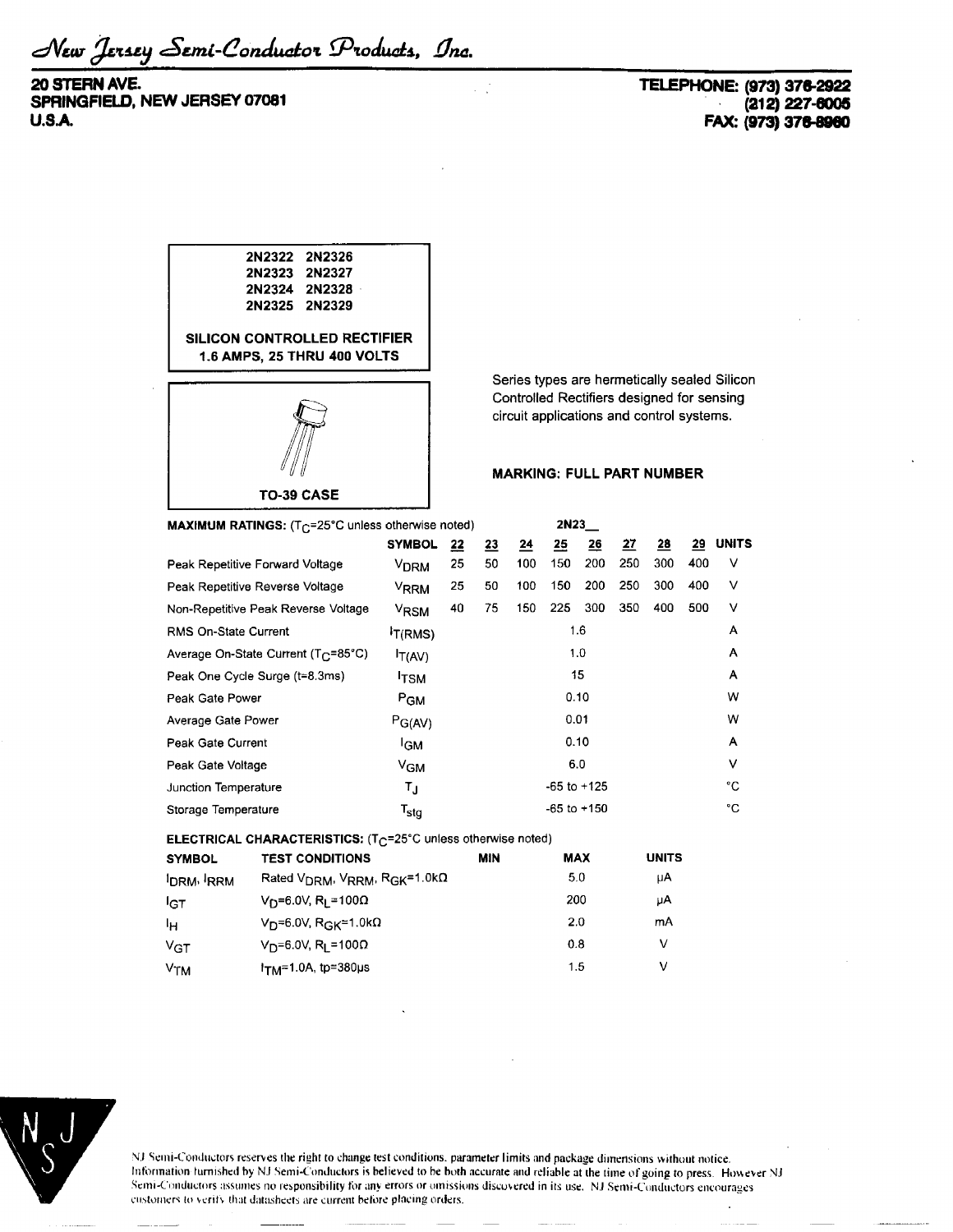# New Jersey Semi-Conductor Products, Inc.

**20 STERN AVE.**
**SPRINGFIELD, NEW JERSEY 07081**
**U.S.A.**

**TELEPHONE: (973) 376-2922**
**(212) 227-6005**
**FAX: (973) 376-8960**

**2N2322 2N2326**
**2N2323 2N2327**
**2N2324 2N2328**
**2N2325 2N2329**

**SILICON CONTROLLED RECTIFIER**
**1.6 AMPS, 25 THRU 400 VOLTS**

**TO-39 CASE**

Series types are hermetically sealed Silicon Controlled Rectifiers designed for sensing circuit applications and control systems.

**MARKING: FULL PART NUMBER**

**MAXIMUM RATINGS:** ($T_C$=25°C unless otherwise noted)

| | SYMBOL | 2N23 22 | 23 | 24 | 25 | 26 | 27 | 28 | 29 | UNITS |
|---|---|---|---|---|---|---|---|---|---|---|
| Peak Repetitive Forward Voltage | $V_{DRM}$ | 25 | 50 | 100 | 150 | 200 | 250 | 300 | 400 | V |
| Peak Repetitive Reverse Voltage | $V_{RRM}$ | 25 | 50 | 100 | 150 | 200 | 250 | 300 | 400 | V |
| Non-Repetitive Peak Reverse Voltage | $V_{RSM}$ | 40 | 75 | 150 | 225 | 300 | 350 | 400 | 500 | V |
| RMS On-State Current | $I_{T(RMS)}$ | | | | 1.6 | | | | | A |
| Average On-State Current ($T_C$=85°C) | $I_{T(AV)}$ | | | | 1.0 | | | | | A |
| Peak One Cycle Surge (t=8.3ms) | $I_{TSM}$ | | | | 15 | | | | | A |
| Peak Gate Power | $P_{GM}$ | | | | 0.10 | | | | | W |
| Average Gate Power | $P_{G(AV)}$ | | | | 0.01 | | | | | W |
| Peak Gate Current | $I_{GM}$ | | | | 0.10 | | | | | A |
| Peak Gate Voltage | $V_{GM}$ | | | | 6.0 | | | | | V |
| Junction Temperature | $T_J$ | | | | -65 to +125 | | | | | °C |
| Storage Temperature | $T_{stg}$ | | | | -65 to +150 | | | | | °C |

**ELECTRICAL CHARACTERISTICS:** ($T_C$=25°C unless otherwise noted)

| SYMBOL | TEST CONDITIONS | MIN | MAX | UNITS |
|---|---|---|---|---|
| $I_{DRM}$, $I_{RRM}$ | Rated $V_{DRM}$, $V_{RRM}$, $R_{GK}$=1.0kΩ | | 5.0 | μA |
| $I_{GT}$ | $V_D$=6.0V, $R_L$=100Ω | | 200 | μA |
| $I_H$ | $V_D$=6.0V, $R_{GK}$=1.0kΩ | | 2.0 | mA |
| $V_{GT}$ | $V_D$=6.0V, $R_L$=100Ω | | 0.8 | V |
| $V_{TM}$ | $I_{TM}$=1.0A, tp=380μs | | 1.5 | V |

NJ Semi-Conductors reserves the right to change test conditions, parameter limits and package dimensions without notice. Information furnished by NJ Semi-Conductors is believed to be both accurate and reliable at the time of going to press. However NJ Semi-Conductors assumes no responsibility for any errors or omissions discovered in its use. NJ Semi-Conductors encourages customers to verify that datasheets are current before placing orders.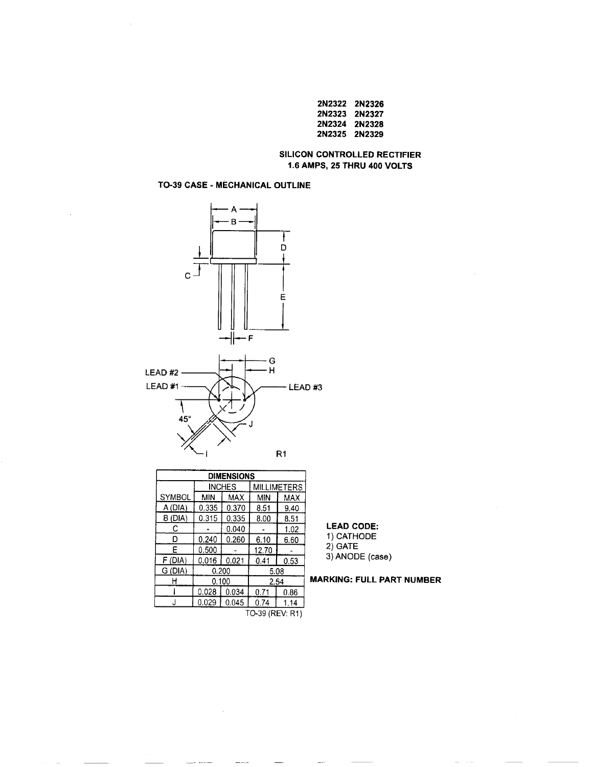2N2322 2N2326
2N2323 2N2327
2N2324 2N2328
2N2325 2N2329

**SILICON CONTROLLED RECTIFIER**
**1.6 AMPS, 25 THRU 400 VOLTS**

**TO-39 CASE - MECHANICAL OUTLINE**

A
B
C
D
E
F
G
H
LEAD #2
LEAD #1
LEAD #3
45°
J
I
R1

| DIMENSIONS | | | | |
|---|---|---|---|---|
| | INCHES | | MILLIMETERS | |
| SYMBOL | MIN | MAX | MIN | MAX |
| A (DIA) | 0.335 | 0.370 | 8.51 | 9.40 |
| B (DIA) | 0.315 | 0.335 | 8.00 | 8.51 |
| C | - | 0.040 | - | 1.02 |
| D | 0.240 | 0.260 | 6.10 | 6.60 |
| E | 0.500 | - | 12.70 | - |
| F (DIA) | 0.016 | 0.021 | 0.41 | 0.53 |
| G (DIA) | 0.200 | | 5.08 | |
| H | 0.100 | | 2.54 | |
| I | 0.028 | 0.034 | 0.71 | 0.86 |
| J | 0.029 | 0.045 | 0.74 | 1.14 |

TO-39 (REV: R1)

**LEAD CODE:**
1) CATHODE
2) GATE
3) ANODE (case)

**MARKING: FULL PART NUMBER**